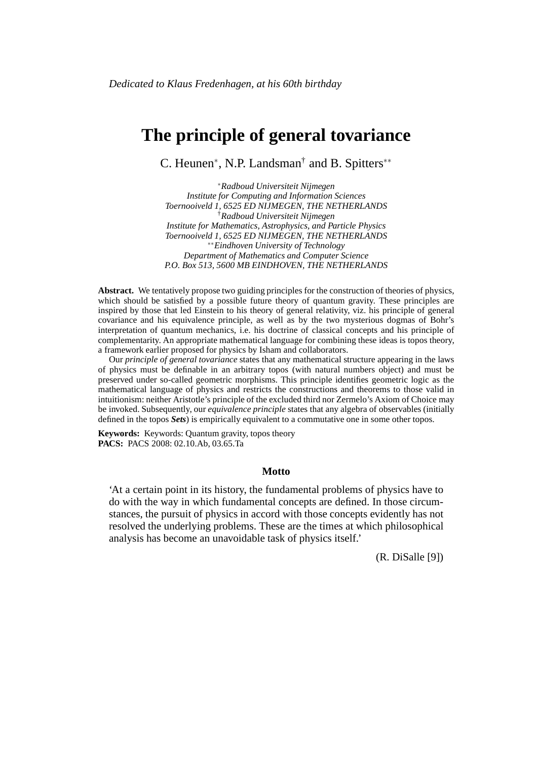*Dedicated to Klaus Fredenhagen, at his 60th birthday*

# The principle of general tovariance

C. Heunen*, N.P. Landsman† and B. Spitters**

*Radboud Universiteit Nijmegen*
*Institute for Computing and Information Sciences*
*Toernooiveld 1, 6525 ED NIJMEGEN, THE NETHERLANDS*
†*Radboud Universiteit Nijmegen*
*Institute for Mathematics, Astrophysics, and Particle Physics*
*Toernooiveld 1, 6525 ED NIJMEGEN, THE NETHERLANDS*
***Eindhoven University of Technology*
*Department of Mathematics and Computer Science*
*P.O. Box 513, 5600 MB EINDHOVEN, THE NETHERLANDS*

**Abstract.** We tentatively propose two guiding principles for the construction of theories of physics, which should be satisfied by a possible future theory of quantum gravity. These principles are inspired by those that led Einstein to his theory of general relativity, viz. his principle of general covariance and his equivalence principle, as well as by the two mysterious dogmas of Bohr's interpretation of quantum mechanics, i.e. his doctrine of classical concepts and his principle of complementarity. An appropriate mathematical language for combining these ideas is topos theory, a framework earlier proposed for physics by Isham and collaborators.

Our *principle of general tovariance* states that any mathematical structure appearing in the laws of physics must be definable in an arbitrary topos (with natural numbers object) and must be preserved under so-called geometric morphisms. This principle identifies geometric logic as the mathematical language of physics and restricts the constructions and theorems to those valid in intuitionism: neither Aristotle's principle of the excluded third nor Zermelo's Axiom of Choice may be invoked. Subsequently, our *equivalence principle* states that any algebra of observables (initially defined in the topos ***Sets***) is empirically equivalent to a commutative one in some other topos.

**Keywords:** Keywords: Quantum gravity, topos theory
**PACS:** PACS 2008: 02.10.Ab, 03.65.Ta

**Motto**

> 'At a certain point in its history, the fundamental problems of physics have to do with the way in which fundamental concepts are defined. In those circumstances, the pursuit of physics in accord with those concepts evidently has not resolved the underlying problems. These are the times at which philosophical analysis has become an unavoidable task of physics itself.'
>
> (R. DiSalle [9])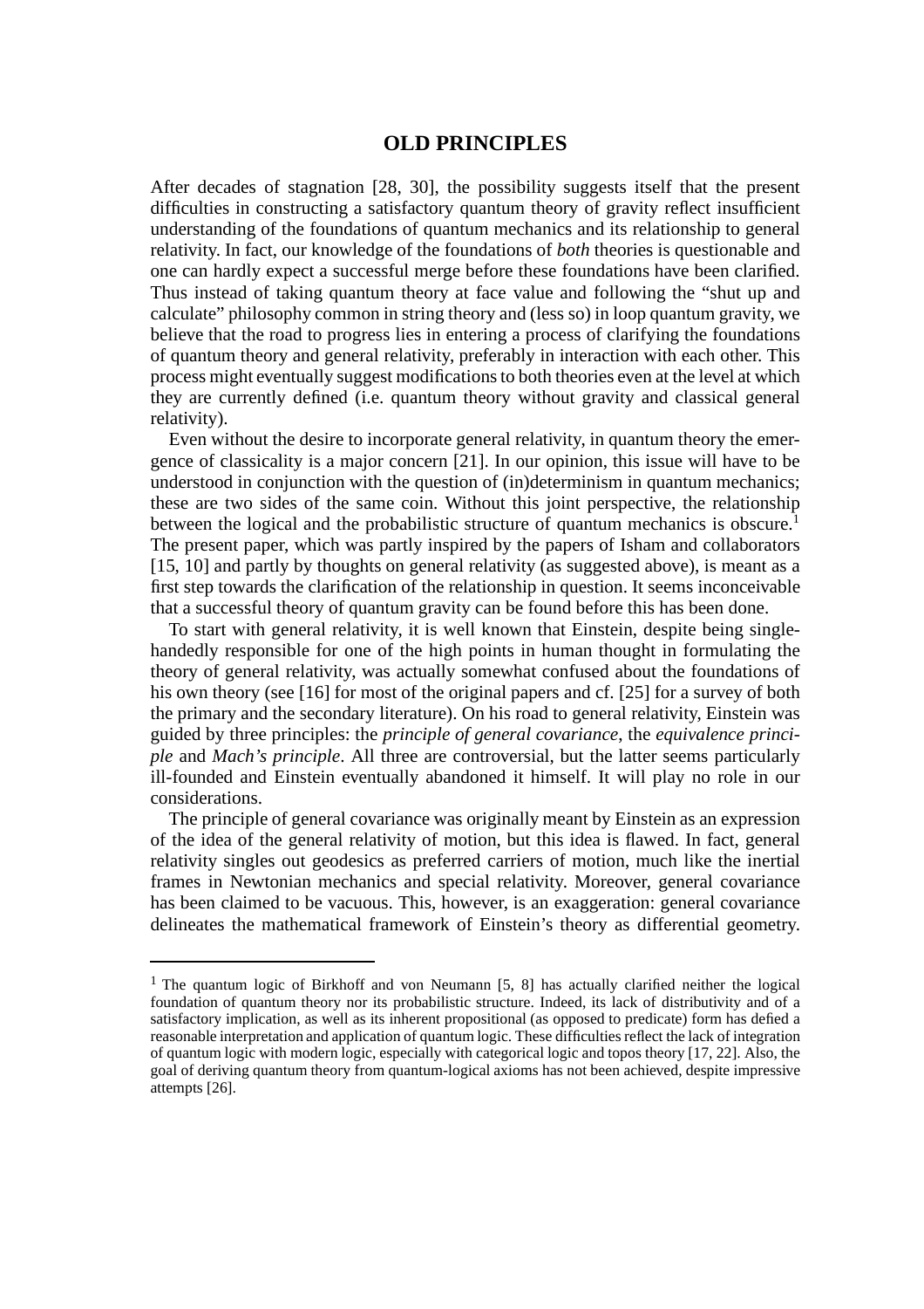## OLD PRINCIPLES

After decades of stagnation [28, 30], the possibility suggests itself that the present difficulties in constructing a satisfactory quantum theory of gravity reflect insufficient understanding of the foundations of quantum mechanics and its relationship to general relativity. In fact, our knowledge of the foundations of *both* theories is questionable and one can hardly expect a successful merge before these foundations have been clarified. Thus instead of taking quantum theory at face value and following the "shut up and calculate" philosophy common in string theory and (less so) in loop quantum gravity, we believe that the road to progress lies in entering a process of clarifying the foundations of quantum theory and general relativity, preferably in interaction with each other. This process might eventually suggest modifications to both theories even at the level at which they are currently defined (i.e. quantum theory without gravity and classical general relativity).

Even without the desire to incorporate general relativity, in quantum theory the emergence of classicality is a major concern [21]. In our opinion, this issue will have to be understood in conjunction with the question of (in)determinism in quantum mechanics; these are two sides of the same coin. Without this joint perspective, the relationship between the logical and the probabilistic structure of quantum mechanics is obscure.[1] The present paper, which was partly inspired by the papers of Isham and collaborators [15, 10] and partly by thoughts on general relativity (as suggested above), is meant as a first step towards the clarification of the relationship in question. It seems inconceivable that a successful theory of quantum gravity can be found before this has been done.

To start with general relativity, it is well known that Einstein, despite being single-handedly responsible for one of the high points in human thought in formulating the theory of general relativity, was actually somewhat confused about the foundations of his own theory (see [16] for most of the original papers and cf. [25] for a survey of both the primary and the secondary literature). On his road to general relativity, Einstein was guided by three principles: the *principle of general covariance*, the *equivalence principle* and *Mach's principle*. All three are controversial, but the latter seems particularly ill-founded and Einstein eventually abandoned it himself. It will play no role in our considerations.

The principle of general covariance was originally meant by Einstein as an expression of the idea of the general relativity of motion, but this idea is flawed. In fact, general relativity singles out geodesics as preferred carriers of motion, much like the inertial frames in Newtonian mechanics and special relativity. Moreover, general covariance has been claimed to be vacuous. This, however, is an exaggeration: general covariance delineates the mathematical framework of Einstein's theory as differential geometry.

---

[1] The quantum logic of Birkhoff and von Neumann [5, 8] has actually clarified neither the logical foundation of quantum theory nor its probabilistic structure. Indeed, its lack of distributivity and of a satisfactory implication, as well as its inherent propositional (as opposed to predicate) form has defied a reasonable interpretation and application of quantum logic. These difficulties reflect the lack of integration of quantum logic with modern logic, especially with categorical logic and topos theory [17, 22]. Also, the goal of deriving quantum theory from quantum-logical axioms has not been achieved, despite impressive attempts [26].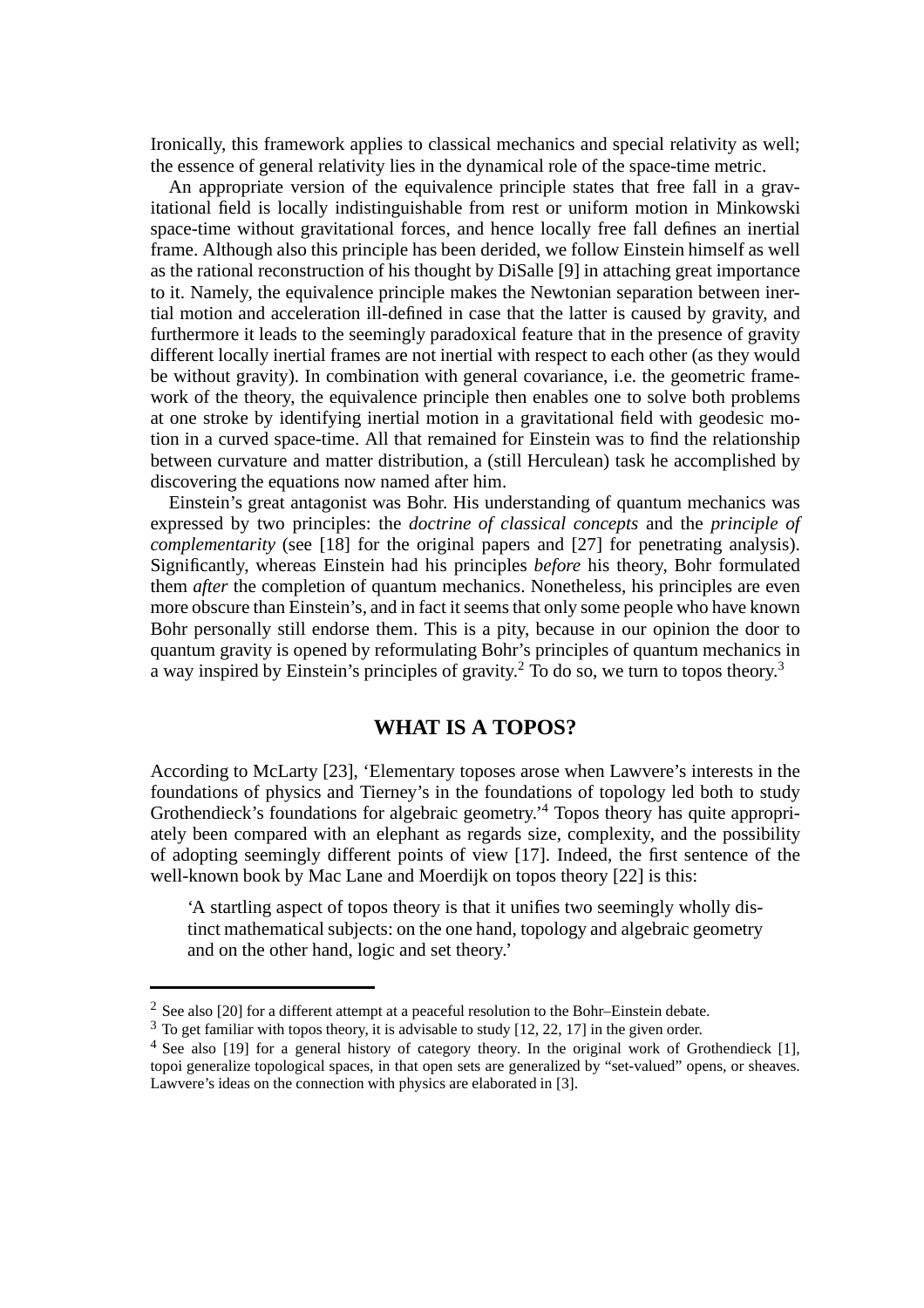Ironically, this framework applies to classical mechanics and special relativity as well; the essence of general relativity lies in the dynamical role of the space-time metric.

An appropriate version of the equivalence principle states that free fall in a gravitational field is locally indistinguishable from rest or uniform motion in Minkowski space-time without gravitational forces, and hence locally free fall defines an inertial frame. Although also this principle has been derided, we follow Einstein himself as well as the rational reconstruction of his thought by DiSalle [9] in attaching great importance to it. Namely, the equivalence principle makes the Newtonian separation between inertial motion and acceleration ill-defined in case that the latter is caused by gravity, and furthermore it leads to the seemingly paradoxical feature that in the presence of gravity different locally inertial frames are not inertial with respect to each other (as they would be without gravity). In combination with general covariance, i.e. the geometric framework of the theory, the equivalence principle then enables one to solve both problems at one stroke by identifying inertial motion in a gravitational field with geodesic motion in a curved space-time. All that remained for Einstein was to find the relationship between curvature and matter distribution, a (still Herculean) task he accomplished by discovering the equations now named after him.

Einstein's great antagonist was Bohr. His understanding of quantum mechanics was expressed by two principles: the *doctrine of classical concepts* and the *principle of complementarity* (see [18] for the original papers and [27] for penetrating analysis). Significantly, whereas Einstein had his principles *before* his theory, Bohr formulated them *after* the completion of quantum mechanics. Nonetheless, his principles are even more obscure than Einstein's, and in fact it seems that only some people who have known Bohr personally still endorse them. This is a pity, because in our opinion the door to quantum gravity is opened by reformulating Bohr's principles of quantum mechanics in a way inspired by Einstein's principles of gravity.[2] To do so, we turn to topos theory.[3]

## WHAT IS A TOPOS?

According to McLarty [23], 'Elementary toposes arose when Lawvere's interests in the foundations of physics and Tierney's in the foundations of topology led both to study Grothendieck's foundations for algebraic geometry.'[4] Topos theory has quite appropriately been compared with an elephant as regards size, complexity, and the possibility of adopting seemingly different points of view [17]. Indeed, the first sentence of the well-known book by Mac Lane and Moerdijk on topos theory [22] is this:

> 'A startling aspect of topos theory is that it unifies two seemingly wholly distinct mathematical subjects: on the one hand, topology and algebraic geometry and on the other hand, logic and set theory.'

---

[2] See also [20] for a different attempt at a peaceful resolution to the Bohr–Einstein debate.

[3] To get familiar with topos theory, it is advisable to study [12, 22, 17] in the given order.

[4] See also [19] for a general history of category theory. In the original work of Grothendieck [1], topoi generalize topological spaces, in that open sets are generalized by "set-valued" opens, or sheaves. Lawvere's ideas on the connection with physics are elaborated in [3].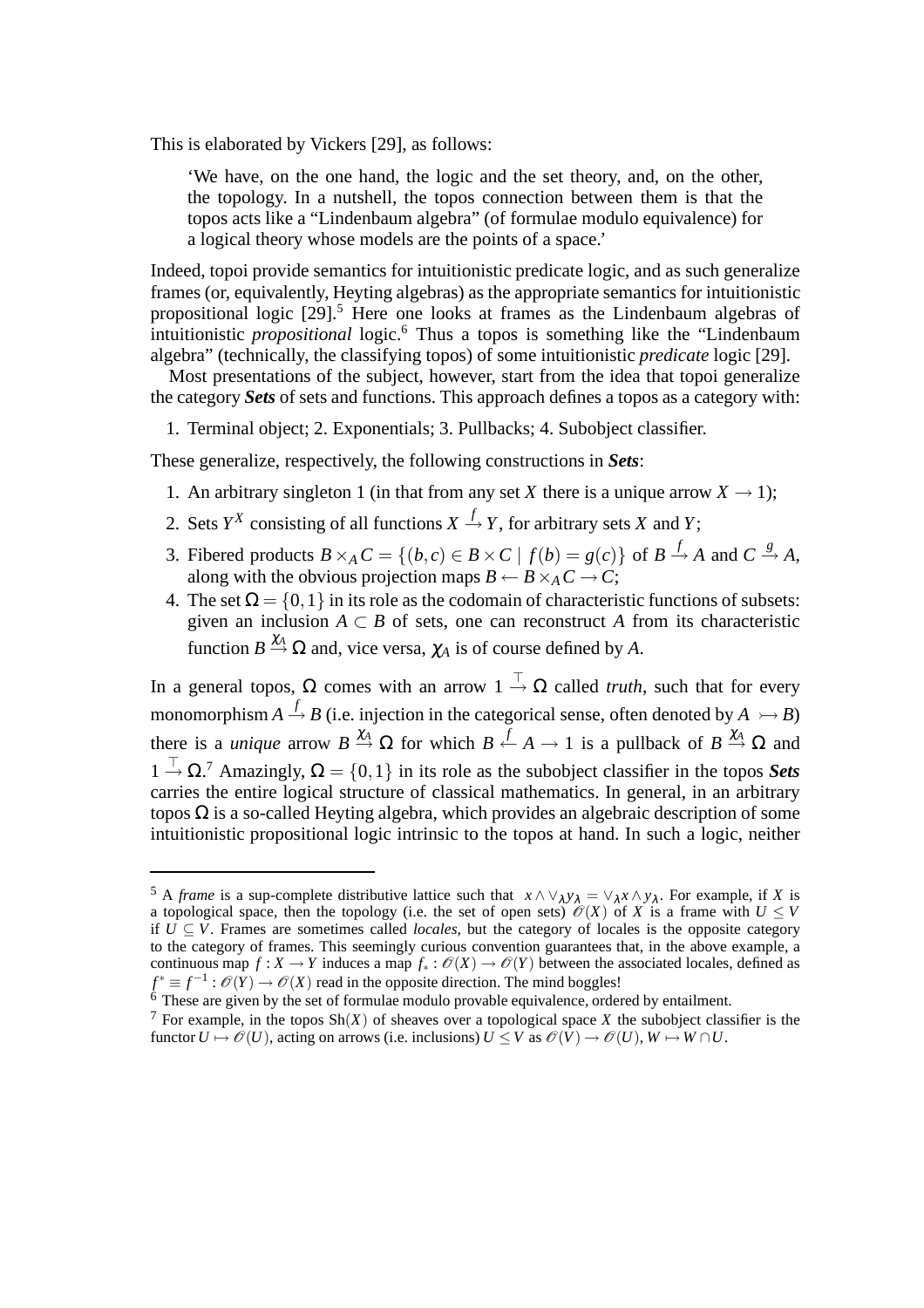This is elaborated by Vickers [29], as follows:

> 'We have, on the one hand, the logic and the set theory, and, on the other, the topology. In a nutshell, the topos connection between them is that the topos acts like a "Lindenbaum algebra" (of formulae modulo equivalence) for a logical theory whose models are the points of a space.'

Indeed, topoi provide semantics for intuitionistic predicate logic, and as such generalize frames (or, equivalently, Heyting algebras) as the appropriate semantics for intuitionistic propositional logic [29].[5] Here one looks at frames as the Lindenbaum algebras of intuitionistic *propositional* logic.[6] Thus a topos is something like the "Lindenbaum algebra" (technically, the classifying topos) of some intuitionistic *predicate* logic [29].

Most presentations of the subject, however, start from the idea that topoi generalize the category ***Sets*** of sets and functions. This approach defines a topos as a category with:

1. Terminal object; 2. Exponentials; 3. Pullbacks; 4. Subobject classifier.

These generalize, respectively, the following constructions in ***Sets***:

1. An arbitrary singleton 1 (in that from any set $X$ there is a unique arrow $X \to 1$);
2. Sets $Y^X$ consisting of all functions $X \xrightarrow{f} Y$, for arbitrary sets $X$ and $Y$;
3. Fibered products $B \times_A C = \{(b,c) \in B \times C \mid f(b) = g(c)\}$ of $B \xrightarrow{f} A$ and $C \xrightarrow{g} A$, along with the obvious projection maps $B \leftarrow B \times_A C \to C$;
4. The set $\Omega = \{0,1\}$ in its role as the codomain of characteristic functions of subsets: given an inclusion $A \subset B$ of sets, one can reconstruct $A$ from its characteristic function $B \xrightarrow{\chi_A} \Omega$ and, vice versa, $\chi_A$ is of course defined by $A$.

In a general topos, $\Omega$ comes with an arrow $1 \xrightarrow{\top} \Omega$ called *truth*, such that for every monomorphism $A \xrightarrow{f} B$ (i.e. injection in the categorical sense, often denoted by $A \rightarrowtail B$) there is a *unique* arrow $B \xrightarrow{\chi_A} \Omega$ for which $B \xleftarrow{f} A \to 1$ is a pullback of $B \xrightarrow{\chi_A} \Omega$ and $1 \xrightarrow{\top} \Omega$.[7] Amazingly, $\Omega = \{0,1\}$ in its role as the subobject classifier in the topos ***Sets*** carries the entire logical structure of classical mathematics. In general, in an arbitrary topos $\Omega$ is a so-called Heyting algebra, which provides an algebraic description of some intuitionistic propositional logic intrinsic to the topos at hand. In such a logic, neither

---

[5] A *frame* is a sup-complete distributive lattice such that $x \wedge \vee_\lambda y_\lambda = \vee_\lambda x \wedge y_\lambda$. For example, if $X$ is a topological space, then the topology (i.e. the set of open sets) $\mathcal{O}(X)$ of $X$ is a frame with $U \leq V$ if $U \subseteq V$. Frames are sometimes called *locales*, but the category of locales is the opposite category to the category of frames. This seemingly curious convention guarantees that, in the above example, a continuous map $f : X \to Y$ induces a map $f_* : \mathcal{O}(X) \to \mathcal{O}(Y)$ between the associated locales, defined as $f^* \equiv f^{-1} : \mathcal{O}(Y) \to \mathcal{O}(X)$ read in the opposite direction. The mind boggles!

[6] These are given by the set of formulae modulo provable equivalence, ordered by entailment.

[7] For example, in the topos $\mathrm{Sh}(X)$ of sheaves over a topological space $X$ the subobject classifier is the functor $U \mapsto \mathcal{O}(U)$, acting on arrows (i.e. inclusions) $U \leq V$ as $\mathcal{O}(V) \to \mathcal{O}(U)$, $W \mapsto W \cap U$.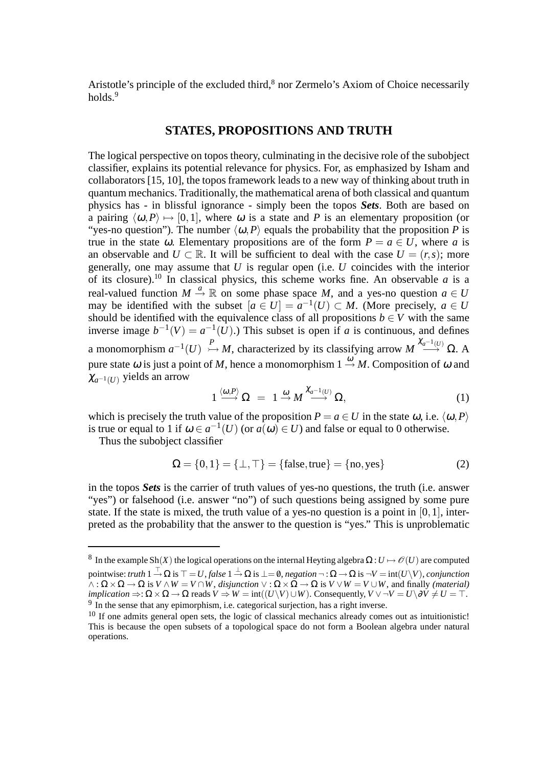Aristotle's principle of the excluded third,[8] nor Zermelo's Axiom of Choice necessarily holds.[9]

## STATES, PROPOSITIONS AND TRUTH

The logical perspective on topos theory, culminating in the decisive role of the subobject classifier, explains its potential relevance for physics. For, as emphasized by Isham and collaborators [15, 10], the topos framework leads to a new way of thinking about truth in quantum mechanics. Traditionally, the mathematical arena of both classical and quantum physics has - in blissful ignorance - simply been the topos ***Sets***. Both are based on a pairing $\langle \omega, P \rangle \mapsto [0,1]$, where $\omega$ is a state and $P$ is an elementary proposition (or "yes-no question"). The number $\langle \omega, P \rangle$ equals the probability that the proposition $P$ is true in the state $\omega$. Elementary propositions are of the form $P = a \in U$, where $a$ is an observable and $U \subset \mathbb{R}$. It will be sufficient to deal with the case $U = (r,s)$; more generally, one may assume that $U$ is regular open (i.e. $U$ coincides with the interior of its closure).[10] In classical physics, this scheme works fine. An observable $a$ is a real-valued function $M \xrightarrow{a} \mathbb{R}$ on some phase space $M$, and a yes-no question $a \in U$ may be identified with the subset $[a \in U] = a^{-1}(U) \subset M$. (More precisely, $a \in U$ should be identified with the equivalence class of all propositions $b \in V$ with the same inverse image $b^{-1}(V) = a^{-1}(U)$.) This subset is open if $a$ is continuous, and defines a monomorphism $a^{-1}(U) \overset{P}{\rightarrowtail} M$, characterized by its classifying arrow $M \xrightarrow{\chi_{a^{-1}(U)}} \Omega$. A pure state $\omega$ is just a point of $M$, hence a monomorphism $1 \xrightarrow{\omega} M$. Composition of $\omega$ and $\chi_{a^{-1}(U)}$ yields an arrow

$$1 \xrightarrow{\langle \omega, P \rangle} \Omega \;=\; 1 \xrightarrow{\omega} M \xrightarrow{\chi_{a^{-1}(U)}} \Omega, \tag{1}$$

which is precisely the truth value of the proposition $P = a \in U$ in the state $\omega$, i.e. $\langle \omega, P \rangle$ is true or equal to 1 if $\omega \in a^{-1}(U)$ (or $a(\omega) \in U$) and false or equal to 0 otherwise.

Thus the subobject classifier

$$\Omega = \{0,1\} = \{\bot, \top\} = \{\text{false}, \text{true}\} = \{\text{no}, \text{yes}\} \tag{2}$$

in the topos ***Sets*** is the carrier of truth values of yes-no questions, the truth (i.e. answer "yes") or falsehood (i.e. answer "no") of such questions being assigned by some pure state. If the state is mixed, the truth value of a yes-no question is a point in $[0,1]$, interpreted as the probability that the answer to the question is "yes." This is unproblematic

---

[8] In the example $\mathrm{Sh}(X)$ the logical operations on the internal Heyting algebra $\Omega : U \mapsto \mathscr{O}(U)$ are computed pointwise: *truth* $1 \xrightarrow{\top} \Omega$ is $\top = U$, *false* $1 \xrightarrow{\bot} \Omega$ is $\bot = \emptyset$, *negation* $\neg : \Omega \to \Omega$ is $\neg V = \mathrm{int}(U \backslash V)$, *conjunction* $\wedge : \Omega \times \Omega \to \Omega$ is $V \wedge W = V \cap W$, *disjunction* $\vee : \Omega \times \Omega \to \Omega$ is $V \vee W = V \cup W$, and finally *(material) implication* $\Rightarrow : \Omega \times \Omega \to \Omega$ reads $V \Rightarrow W = \mathrm{int}((U \backslash V) \cup W)$. Consequently, $V \vee \neg V = U \backslash \partial V \neq U = \top$.

[9] In the sense that any epimorphism, i.e. categorical surjection, has a right inverse.

[10] If one admits general open sets, the logic of classical mechanics already comes out as intuitionistic! This is because the open subsets of a topological space do not form a Boolean algebra under natural operations.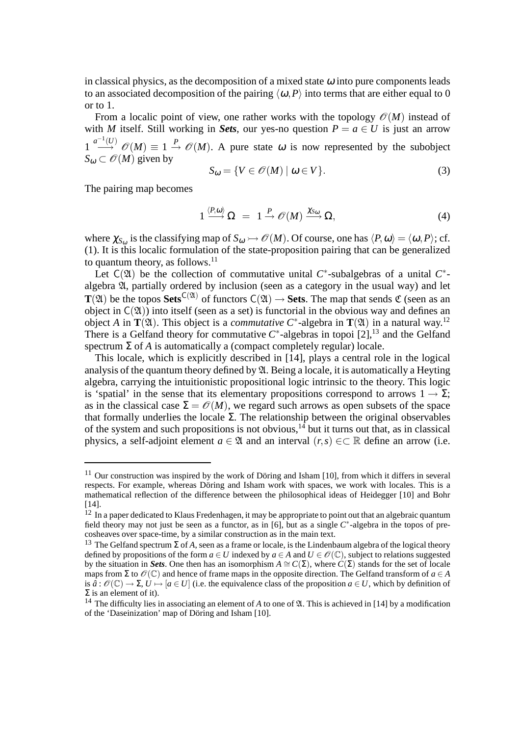in classical physics, as the decomposition of a mixed state $\omega$ into pure components leads to an associated decomposition of the pairing $\langle\omega,P\rangle$ into terms that are either equal to 0 or to 1.

From a localic point of view, one rather works with the topology $\mathcal{O}(M)$ instead of with $M$ itself. Still working in ***Sets***, our yes-no question $P = a \in U$ is just an arrow $1 \xrightarrow{a^{-1}(U)} \mathcal{O}(M) \equiv 1 \xrightarrow{P} \mathcal{O}(M)$. A pure state $\omega$ is now represented by the subobject $S_\omega \subset \mathcal{O}(M)$ given by

$$S_\omega = \{V \in \mathcal{O}(M) \mid \omega \in V\}. \tag{3}$$

The pairing map becomes

$$1 \xrightarrow{\langle P,\omega\rangle} \Omega \;=\; 1 \xrightarrow{P} \mathcal{O}(M) \xrightarrow{\chi_{S_\omega}} \Omega, \tag{4}$$

where $\chi_{S_\omega}$ is the classifying map of $S_\omega \rightarrowtail \mathcal{O}(M)$. Of course, one has $\langle P,\omega\rangle = \langle\omega,P\rangle$; cf. (1). It is this localic formulation of the state-proposition pairing that can be generalized to quantum theory, as follows.[11]

Let $\mathsf{C}(\mathfrak{A})$ be the collection of commutative unital $C^*$-subalgebras of a unital $C^*$-algebra $\mathfrak{A}$, partially ordered by inclusion (seen as a category in the usual way) and let $\mathbf{T}(\mathfrak{A})$ be the topos $\mathbf{Sets}^{\mathsf{C}(\mathfrak{A})}$ of functors $\mathsf{C}(\mathfrak{A}) \to \mathbf{Sets}$. The map that sends $\mathfrak{C}$ (seen as an object in $\mathsf{C}(\mathfrak{A})$) into itself (seen as a set) is functorial in the obvious way and defines an object $A$ in $\mathbf{T}(\mathfrak{A})$. This object is a *commutative* $C^*$-algebra in $\mathbf{T}(\mathfrak{A})$ in a natural way.[12] There is a Gelfand theory for commutative $C^*$-algebras in topoi [2],[13] and the Gelfand spectrum $\Sigma$ of $A$ is automatically a (compact completely regular) locale.

This locale, which is explicitly described in [14], plays a central role in the logical analysis of the quantum theory defined by $\mathfrak{A}$. Being a locale, it is automatically a Heyting algebra, carrying the intuitionistic propositional logic intrinsic to the theory. This logic is 'spatial' in the sense that its elementary propositions correspond to arrows $1 \to \Sigma$; as in the classical case $\Sigma = \mathcal{O}(M)$, we regard such arrows as open subsets of the space that formally underlies the locale $\Sigma$. The relationship between the original observables of the system and such propositions is not obvious,[14] but it turns out that, as in classical physics, a self-adjoint element $a \in \mathfrak{A}$ and an interval $(r,s) \in\subset \mathbb{R}$ define an arrow (i.e.

---

[11] Our construction was inspired by the work of Döring and Isham [10], from which it differs in several respects. For example, whereas Döring and Isham work with spaces, we work with locales. This is a mathematical reflection of the difference between the philosophical ideas of Heidegger [10] and Bohr [14].

[12] In a paper dedicated to Klaus Fredenhagen, it may be appropriate to point out that an algebraic quantum field theory may not just be seen as a functor, as in [6], but as a single $C^*$-algebra in the topos of precosheaves over space-time, by a similar construction as in the main text.

[13] The Gelfand spectrum $\Sigma$ of $A$, seen as a frame or locale, is the Lindenbaum algebra of the logical theory defined by propositions of the form $a \in U$ indexed by $a \in A$ and $U \in \mathcal{O}(\mathbb{C})$, subject to relations suggested by the situation in ***Sets***. One then has an isomorphism $A \cong C(\Sigma)$, where $C(\Sigma)$ stands for the set of locale maps from $\Sigma$ to $\mathcal{O}(\mathbb{C})$ and hence of frame maps in the opposite direction. The Gelfand transform of $a \in A$ is $\hat{a} : \mathcal{O}(\mathbb{C}) \to \Sigma$, $U \mapsto [a \in U]$ (i.e. the equivalence class of the proposition $a \in U$, which by definition of $\Sigma$ is an element of it).

[14] The difficulty lies in associating an element of $A$ to one of $\mathfrak{A}$. This is achieved in [14] by a modification of the 'Daseinization' map of Döring and Isham [10].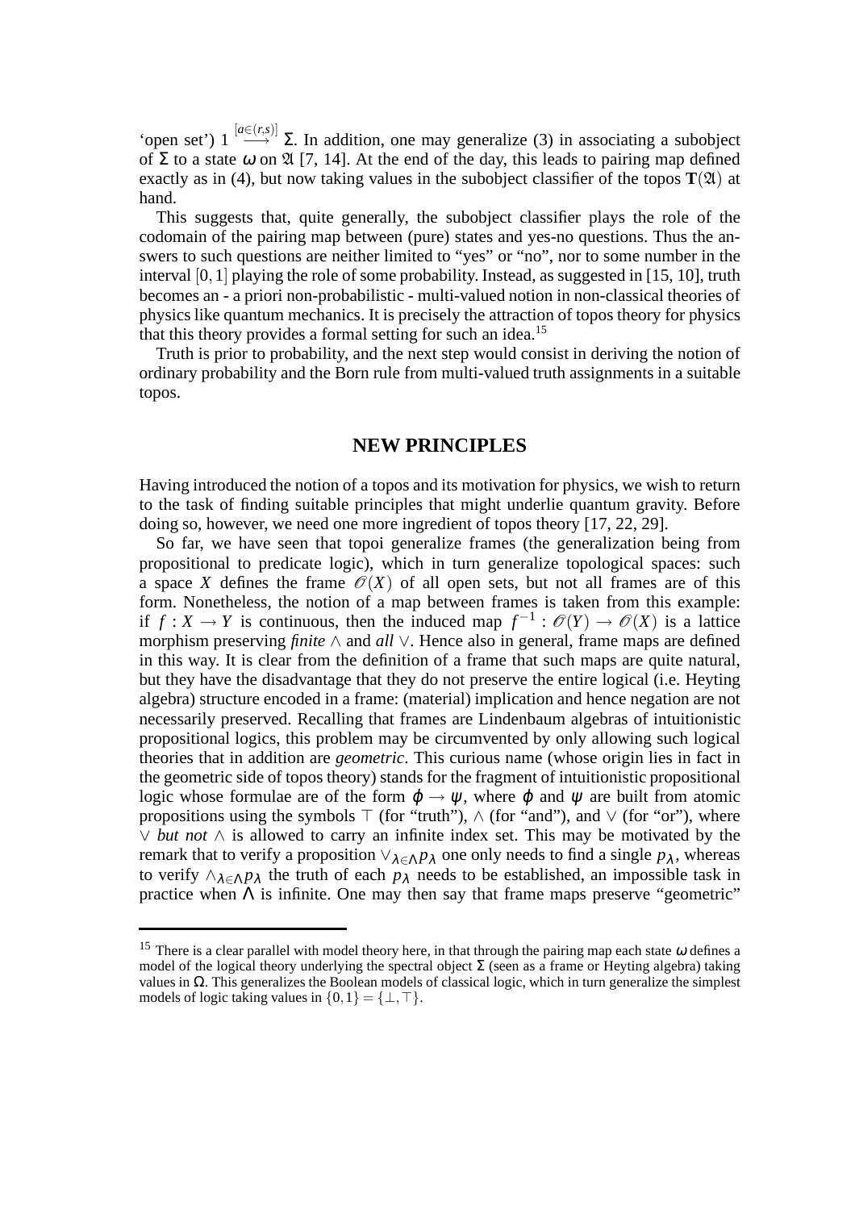'open set') $1 \stackrel{[a\in(r,s)]}{\longrightarrow} \Sigma$. In addition, one may generalize (3) in associating a subobject of $\Sigma$ to a state $\omega$ on $\mathfrak{A}$ [7, 14]. At the end of the day, this leads to pairing map defined exactly as in (4), but now taking values in the subobject classifier of the topos $\mathbf{T}(\mathfrak{A})$ at hand.

This suggests that, quite generally, the subobject classifier plays the role of the codomain of the pairing map between (pure) states and yes-no questions. Thus the answers to such questions are neither limited to "yes" or "no", nor to some number in the interval $[0,1]$ playing the role of some probability. Instead, as suggested in [15, 10], truth becomes an - a priori non-probabilistic - multi-valued notion in non-classical theories of physics like quantum mechanics. It is precisely the attraction of topos theory for physics that this theory provides a formal setting for such an idea.[15]

Truth is prior to probability, and the next step would consist in deriving the notion of ordinary probability and the Born rule from multi-valued truth assignments in a suitable topos.

## NEW PRINCIPLES

Having introduced the notion of a topos and its motivation for physics, we wish to return to the task of finding suitable principles that might underlie quantum gravity. Before doing so, however, we need one more ingredient of topos theory [17, 22, 29].

So far, we have seen that topoi generalize frames (the generalization being from propositional to predicate logic), which in turn generalize topological spaces: such a space $X$ defines the frame $\mathscr{O}(X)$ of all open sets, but not all frames are of this form. Nonetheless, the notion of a map between frames is taken from this example: if $f: X \to Y$ is continuous, then the induced map $f^{-1}: \mathscr{O}(Y) \to \mathscr{O}(X)$ is a lattice morphism preserving *finite* $\wedge$ and *all* $\vee$. Hence also in general, frame maps are defined in this way. It is clear from the definition of a frame that such maps are quite natural, but they have the disadvantage that they do not preserve the entire logical (i.e. Heyting algebra) structure encoded in a frame: (material) implication and hence negation are not necessarily preserved. Recalling that frames are Lindenbaum algebras of intuitionistic propositional logics, this problem may be circumvented by only allowing such logical theories that in addition are *geometric*. This curious name (whose origin lies in fact in the geometric side of topos theory) stands for the fragment of intuitionistic propositional logic whose formulae are of the form $\varphi \to \psi$, where $\varphi$ and $\psi$ are built from atomic propositions using the symbols $\top$ (for "truth"), $\wedge$ (for "and"), and $\vee$ (for "or"), where $\vee$ *but not* $\wedge$ is allowed to carry an infinite index set. This may be motivated by the remark that to verify a proposition $\vee_{\lambda\in\Lambda} p_\lambda$ one only needs to find a single $p_\lambda$, whereas to verify $\wedge_{\lambda\in\Lambda} p_\lambda$ the truth of each $p_\lambda$ needs to be established, an impossible task in practice when $\Lambda$ is infinite. One may then say that frame maps preserve "geometric"

---

[15] There is a clear parallel with model theory here, in that through the pairing map each state $\omega$ defines a model of the logical theory underlying the spectral object $\Sigma$ (seen as a frame or Heyting algebra) taking values in $\Omega$. This generalizes the Boolean models of classical logic, which in turn generalize the simplest models of logic taking values in $\{0,1\} = \{\perp, \top\}$.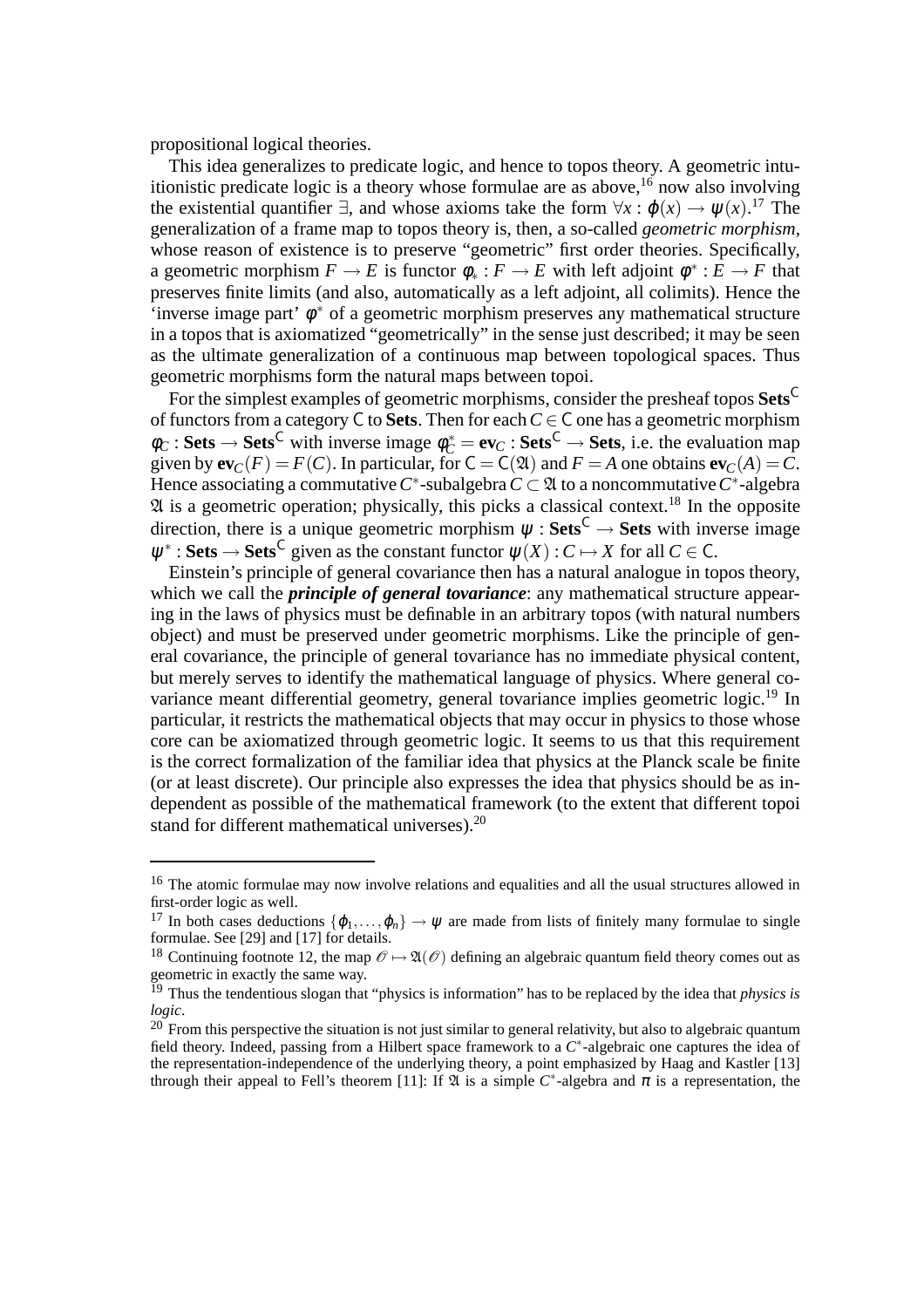propositional logical theories.

This idea generalizes to predicate logic, and hence to topos theory. A geometric intuitionistic predicate logic is a theory whose formulae are as above,[16] now also involving the existential quantifier $\exists$, and whose axioms take the form $\forall x : \varphi(x) \to \psi(x)$.[17] The generalization of a frame map to topos theory is, then, a so-called *geometric morphism*, whose reason of existence is to preserve "geometric" first order theories. Specifically, a geometric morphism $F \to E$ is functor $\phi_* : F \to E$ with left adjoint $\phi^* : E \to F$ that preserves finite limits (and also, automatically as a left adjoint, all colimits). Hence the 'inverse image part' $\phi^*$ of a geometric morphism preserves any mathematical structure in a topos that is axiomatized "geometrically" in the sense just described; it may be seen as the ultimate generalization of a continuous map between topological spaces. Thus geometric morphisms form the natural maps between topoi.

For the simplest examples of geometric morphisms, consider the presheaf topos $\mathbf{Sets}^{\mathsf{C}}$ of functors from a category $\mathsf{C}$ to $\mathbf{Sets}$. Then for each $C \in \mathsf{C}$ one has a geometric morphism $\phi_C : \mathbf{Sets} \to \mathbf{Sets}^{\mathsf{C}}$ with inverse image $\phi_C^* = \mathbf{ev}_C : \mathbf{Sets}^{\mathsf{C}} \to \mathbf{Sets}$, i.e. the evaluation map given by $\mathbf{ev}_C(F) = F(C)$. In particular, for $\mathsf{C} = \mathsf{C}(\mathfrak{A})$ and $F = A$ one obtains $\mathbf{ev}_C(A) = C$. Hence associating a commutative $C^*$-subalgebra $C \subset \mathfrak{A}$ to a noncommutative $C^*$-algebra $\mathfrak{A}$ is a geometric operation; physically, this picks a classical context.[18] In the opposite direction, there is a unique geometric morphism $\psi : \mathbf{Sets}^{\mathsf{C}} \to \mathbf{Sets}$ with inverse image $\psi^* : \mathbf{Sets} \to \mathbf{Sets}^{\mathsf{C}}$ given as the constant functor $\psi(X) : C \mapsto X$ for all $C \in \mathsf{C}$.

Einstein's principle of general covariance then has a natural analogue in topos theory, which we call the ***principle of general tovariance***: any mathematical structure appearing in the laws of physics must be definable in an arbitrary topos (with natural numbers object) and must be preserved under geometric morphisms. Like the principle of general covariance, the principle of general tovariance has no immediate physical content, but merely serves to identify the mathematical language of physics. Where general covariance meant differential geometry, general tovariance implies geometric logic.[19] In particular, it restricts the mathematical objects that may occur in physics to those whose core can be axiomatized through geometric logic. It seems to us that this requirement is the correct formalization of the familiar idea that physics at the Planck scale be finite (or at least discrete). Our principle also expresses the idea that physics should be as independent as possible of the mathematical framework (to the extent that different topoi stand for different mathematical universes).[20]

---

[16] The atomic formulae may now involve relations and equalities and all the usual structures allowed in first-order logic as well.

[17] In both cases deductions $\{\varphi_1, \ldots, \varphi_n\} \to \psi$ are made from lists of finitely many formulae to single formulae. See [29] and [17] for details.

[18] Continuing footnote 12, the map $\mathscr{O} \mapsto \mathfrak{A}(\mathscr{O})$ defining an algebraic quantum field theory comes out as geometric in exactly the same way.

[19] Thus the tendentious slogan that "physics is information" has to be replaced by the idea that *physics is logic*.

[20] From this perspective the situation is not just similar to general relativity, but also to algebraic quantum field theory. Indeed, passing from a Hilbert space framework to a $C^*$-algebraic one captures the idea of the representation-independence of the underlying theory, a point emphasized by Haag and Kastler [13] through their appeal to Fell's theorem [11]: If $\mathfrak{A}$ is a simple $C^*$-algebra and $\pi$ is a representation, the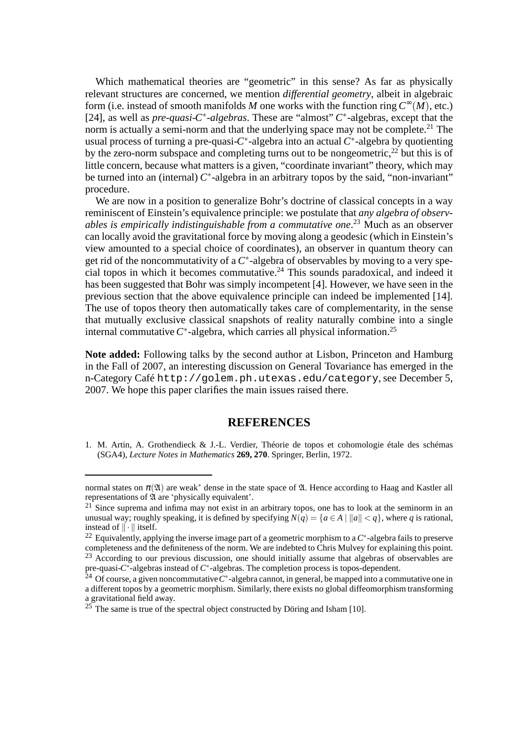Which mathematical theories are "geometric" in this sense? As far as physically relevant structures are concerned, we mention *differential geometry*, albeit in algebraic form (i.e. instead of smooth manifolds $M$ one works with the function ring $C^\infty(M)$, etc.) [24], as well as *pre-quasi-$C^*$-algebras*. These are "almost" $C^*$-algebras, except that the norm is actually a semi-norm and that the underlying space may not be complete.[21] The usual process of turning a pre-quasi-$C^*$-algebra into an actual $C^*$-algebra by quotienting by the zero-norm subspace and completing turns out to be nongeometric,[22] but this is of little concern, because what matters is a given, "coordinate invariant" theory, which may be turned into an (internal) $C^*$-algebra in an arbitrary topos by the said, "non-invariant" procedure.

We are now in a position to generalize Bohr's doctrine of classical concepts in a way reminiscent of Einstein's equivalence principle: we postulate that *any algebra of observables is empirically indistinguishable from a commutative one*.[23] Much as an observer can locally avoid the gravitational force by moving along a geodesic (which in Einstein's view amounted to a special choice of coordinates), an observer in quantum theory can get rid of the noncommutativity of a $C^*$-algebra of observables by moving to a very special topos in which it becomes commutative.[24] This sounds paradoxical, and indeed it has been suggested that Bohr was simply incompetent [4]. However, we have seen in the previous section that the above equivalence principle can indeed be implemented [14]. The use of topos theory then automatically takes care of complementarity, in the sense that mutually exclusive classical snapshots of reality naturally combine into a single internal commutative $C^*$-algebra, which carries all physical information.[25]

**Note added:** Following talks by the second author at Lisbon, Princeton and Hamburg in the Fall of 2007, an interesting discussion on General Tovariance has emerged in the n-Category Café `http://golem.ph.utexas.edu/category`, see December 5, 2007. We hope this paper clarifies the main issues raised there.

## REFERENCES

1. M. Artin, A. Grothendieck & J.-L. Verdier, Théorie de topos et cohomologie étale des schémas (SGA4), *Lecture Notes in Mathematics* **269, 270**. Springer, Berlin, 1972.

---

normal states on $\pi(\mathfrak{A})$ are weak$^*$ dense in the state space of $\mathfrak{A}$. Hence according to Haag and Kastler all representations of $\mathfrak{A}$ are 'physically equivalent'.

[21] Since suprema and infima may not exist in an arbitrary topos, one has to look at the seminorm in an unusual way; roughly speaking, it is defined by specifying $N(q) = \{a \in A \mid \|a\| < q\}$, where $q$ is rational, instead of $\|\cdot\|$ itself.

[22] Equivalently, applying the inverse image part of a geometric morphism to a $C^*$-algebra fails to preserve completeness and the definiteness of the norm. We are indebted to Chris Mulvey for explaining this point.

[23] According to our previous discussion, one should initially assume that algebras of observables are pre-quasi-$C^*$-algebras instead of $C^*$-algebras. The completion process is topos-dependent.

[24] Of course, a given noncommutative $C^*$-algebra cannot, in general, be mapped into a commutative one in a different topos by a geometric morphism. Similarly, there exists no global diffeomorphism transforming a gravitational field away.

[25] The same is true of the spectral object constructed by Döring and Isham [10].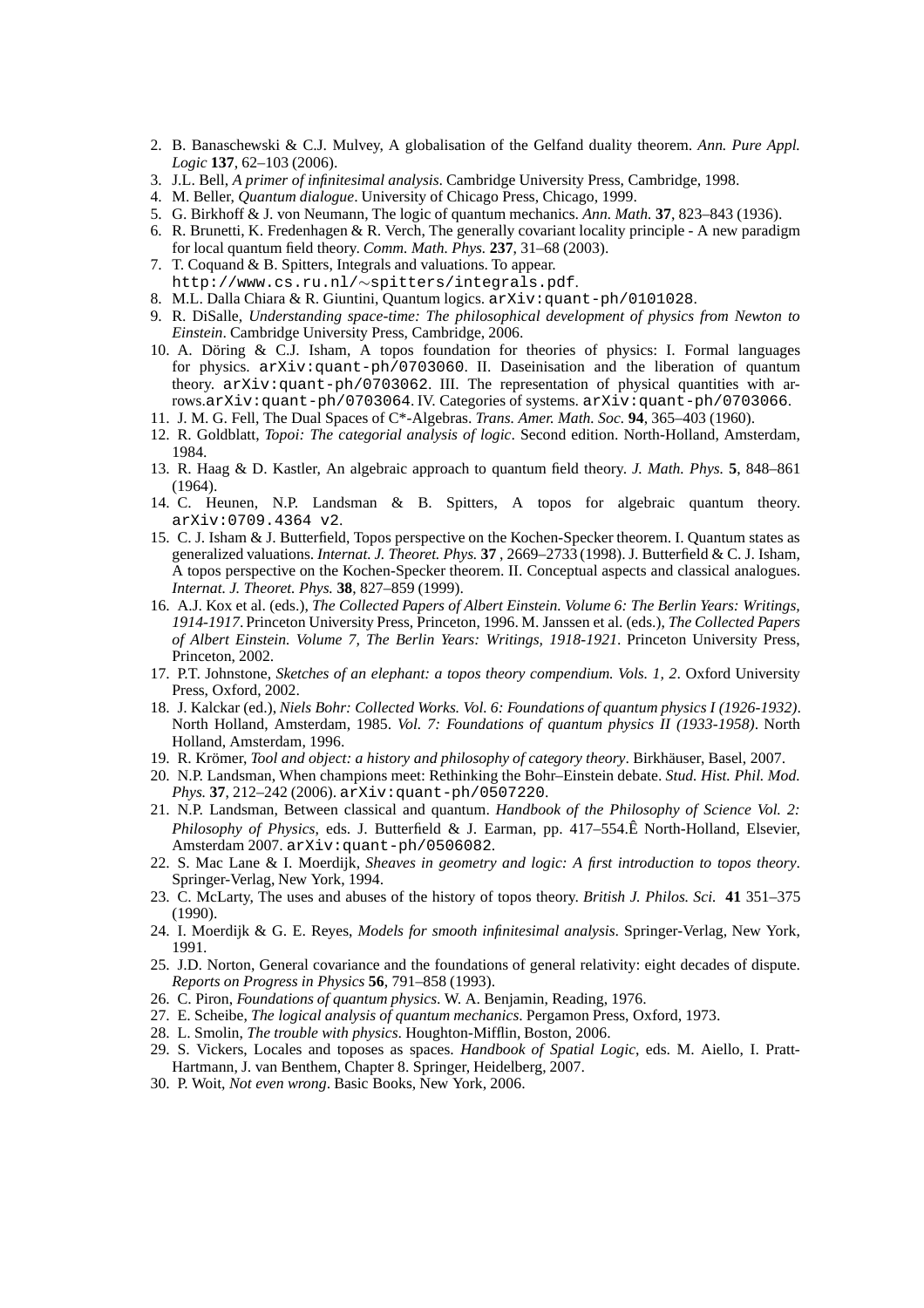2. B. Banaschewski & C.J. Mulvey, A globalisation of the Gelfand duality theorem. *Ann. Pure Appl. Logic* **137**, 62–103 (2006).
3. J.L. Bell, *A primer of infinitesimal analysis*. Cambridge University Press, Cambridge, 1998.
4. M. Beller, *Quantum dialogue*. University of Chicago Press, Chicago, 1999.
5. G. Birkhoff & J. von Neumann, The logic of quantum mechanics. *Ann. Math.* **37**, 823–843 (1936).
6. R. Brunetti, K. Fredenhagen & R. Verch, The generally covariant locality principle - A new paradigm for local quantum field theory. *Comm. Math. Phys.* **237**, 31–68 (2003).
7. T. Coquand & B. Spitters, Integrals and valuations. To appear. `http://www.cs.ru.nl/∼spitters/integrals.pdf`.
8. M.L. Dalla Chiara & R. Giuntini, Quantum logics. `arXiv:quant-ph/0101028`.
9. R. DiSalle, *Understanding space-time: The philosophical development of physics from Newton to Einstein*. Cambridge University Press, Cambridge, 2006.
10. A. Döring & C.J. Isham, A topos foundation for theories of physics: I. Formal languages for physics. `arXiv:quant-ph/0703060`. II. Daseinisation and the liberation of quantum theory. `arXiv:quant-ph/0703062`. III. The representation of physical quantities with arrows.`arXiv:quant-ph/0703064`. IV. Categories of systems. `arXiv:quant-ph/0703066`.
11. J. M. G. Fell, The Dual Spaces of C*-Algebras. *Trans. Amer. Math. Soc.* **94**, 365–403 (1960).
12. R. Goldblatt, *Topoi: The categorial analysis of logic*. Second edition. North-Holland, Amsterdam, 1984.
13. R. Haag & D. Kastler, An algebraic approach to quantum field theory. *J. Math. Phys.* **5**, 848–861 (1964).
14. C. Heunen, N.P. Landsman & B. Spitters, A topos for algebraic quantum theory. `arXiv:0709.4364 v2`.
15. C. J. Isham & J. Butterfield, Topos perspective on the Kochen-Specker theorem. I. Quantum states as generalized valuations. *Internat. J. Theoret. Phys.* **37** , 2669–2733 (1998). J. Butterfield & C. J. Isham, A topos perspective on the Kochen-Specker theorem. II. Conceptual aspects and classical analogues. *Internat. J. Theoret. Phys.* **38**, 827–859 (1999).
16. A.J. Kox et al. (eds.), *The Collected Papers of Albert Einstein. Volume 6: The Berlin Years: Writings, 1914-1917*. Princeton University Press, Princeton, 1996. M. Janssen et al. (eds.), *The Collected Papers of Albert Einstein. Volume 7, The Berlin Years: Writings, 1918-1921*. Princeton University Press, Princeton, 2002.
17. P.T. Johnstone, *Sketches of an elephant: a topos theory compendium. Vols. 1, 2*. Oxford University Press, Oxford, 2002.
18. J. Kalckar (ed.), *Niels Bohr: Collected Works. Vol. 6: Foundations of quantum physics I (1926-1932)*. North Holland, Amsterdam, 1985. *Vol. 7: Foundations of quantum physics II (1933-1958)*. North Holland, Amsterdam, 1996.
19. R. Krömer, *Tool and object: a history and philosophy of category theory*. Birkhäuser, Basel, 2007.
20. N.P. Landsman, When champions meet: Rethinking the Bohr–Einstein debate. *Stud. Hist. Phil. Mod. Phys.* **37**, 212–242 (2006). `arXiv:quant-ph/0507220`.
21. N.P. Landsman, Between classical and quantum. *Handbook of the Philosophy of Science Vol. 2: Philosophy of Physics*, eds. J. Butterfield & J. Earman, pp. 417–554.Ê North-Holland, Elsevier, Amsterdam 2007. `arXiv:quant-ph/0506082`.
22. S. Mac Lane & I. Moerdijk, *Sheaves in geometry and logic: A first introduction to topos theory*. Springer-Verlag, New York, 1994.
23. C. McLarty, The uses and abuses of the history of topos theory. *British J. Philos. Sci.* **41** 351–375 (1990).
24. I. Moerdijk & G. E. Reyes, *Models for smooth infinitesimal analysis*. Springer-Verlag, New York, 1991.
25. J.D. Norton, General covariance and the foundations of general relativity: eight decades of dispute. *Reports on Progress in Physics* **56**, 791–858 (1993).
26. C. Piron, *Foundations of quantum physics*. W. A. Benjamin, Reading, 1976.
27. E. Scheibe, *The logical analysis of quantum mechanics*. Pergamon Press, Oxford, 1973.
28. L. Smolin, *The trouble with physics*. Houghton-Mifflin, Boston, 2006.
29. S. Vickers, Locales and toposes as spaces. *Handbook of Spatial Logic*, eds. M. Aiello, I. Pratt-Hartmann, J. van Benthem, Chapter 8. Springer, Heidelberg, 2007.
30. P. Woit, *Not even wrong*. Basic Books, New York, 2006.